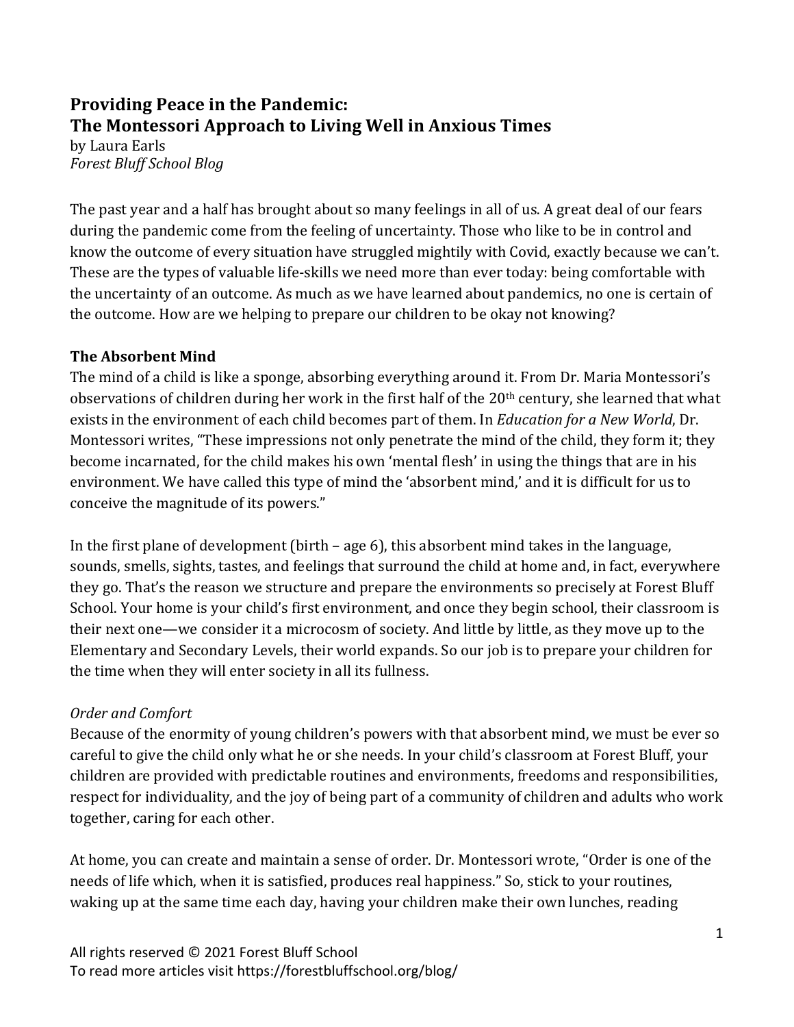# Providing Peace in the Pandemic:
# The Montessori Approach to Living Well in Anxious Times

by Laura Earls
*Forest Bluff School Blog*

The past year and a half has brought about so many feelings in all of us. A great deal of our fears during the pandemic come from the feeling of uncertainty. Those who like to be in control and know the outcome of every situation have struggled mightily with Covid, exactly because we can't. These are the types of valuable life-skills we need more than ever today: being comfortable with the uncertainty of an outcome. As much as we have learned about pandemics, no one is certain of the outcome. How are we helping to prepare our children to be okay not knowing?

## The Absorbent Mind

The mind of a child is like a sponge, absorbing everything around it. From Dr. Maria Montessori's observations of children during her work in the first half of the 20th century, she learned that what exists in the environment of each child becomes part of them. In *Education for a New World*, Dr. Montessori writes, "These impressions not only penetrate the mind of the child, they form it; they become incarnated, for the child makes his own 'mental flesh' in using the things that are in his environment. We have called this type of mind the 'absorbent mind,' and it is difficult for us to conceive the magnitude of its powers."

In the first plane of development (birth – age 6), this absorbent mind takes in the language, sounds, smells, sights, tastes, and feelings that surround the child at home and, in fact, everywhere they go. That's the reason we structure and prepare the environments so precisely at Forest Bluff School. Your home is your child's first environment, and once they begin school, their classroom is their next one—we consider it a microcosm of society. And little by little, as they move up to the Elementary and Secondary Levels, their world expands. So our job is to prepare your children for the time when they will enter society in all its fullness.

### *Order and Comfort*

Because of the enormity of young children's powers with that absorbent mind, we must be ever so careful to give the child only what he or she needs. In your child's classroom at Forest Bluff, your children are provided with predictable routines and environments, freedoms and responsibilities, respect for individuality, and the joy of being part of a community of children and adults who work together, caring for each other.

At home, you can create and maintain a sense of order. Dr. Montessori wrote, "Order is one of the needs of life which, when it is satisfied, produces real happiness." So, stick to your routines, waking up at the same time each day, having your children make their own lunches, reading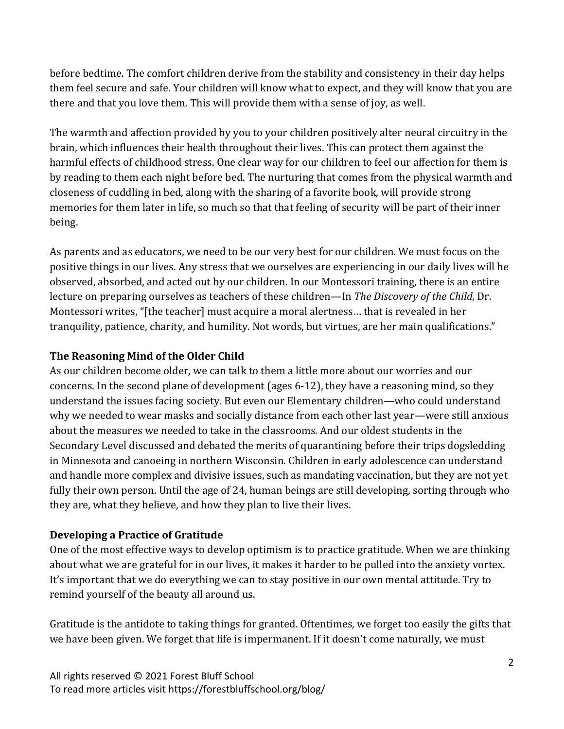before bedtime. The comfort children derive from the stability and consistency in their day helps them feel secure and safe. Your children will know what to expect, and they will know that you are there and that you love them. This will provide them with a sense of joy, as well.

The warmth and affection provided by you to your children positively alter neural circuitry in the brain, which influences their health throughout their lives. This can protect them against the harmful effects of childhood stress. One clear way for our children to feel our affection for them is by reading to them each night before bed. The nurturing that comes from the physical warmth and closeness of cuddling in bed, along with the sharing of a favorite book, will provide strong memories for them later in life, so much so that that feeling of security will be part of their inner being.

As parents and as educators, we need to be our very best for our children. We must focus on the positive things in our lives. Any stress that we ourselves are experiencing in our daily lives will be observed, absorbed, and acted out by our children. In our Montessori training, there is an entire lecture on preparing ourselves as teachers of these children—In *The Discovery of the Child*, Dr. Montessori writes, "[the teacher] must acquire a moral alertness… that is revealed in her tranquility, patience, charity, and humility. Not words, but virtues, are her main qualifications."

**The Reasoning Mind of the Older Child**

As our children become older, we can talk to them a little more about our worries and our concerns. In the second plane of development (ages 6-12), they have a reasoning mind, so they understand the issues facing society. But even our Elementary children—who could understand why we needed to wear masks and socially distance from each other last year—were still anxious about the measures we needed to take in the classrooms. And our oldest students in the Secondary Level discussed and debated the merits of quarantining before their trips dogsledding in Minnesota and canoeing in northern Wisconsin. Children in early adolescence can understand and handle more complex and divisive issues, such as mandating vaccination, but they are not yet fully their own person. Until the age of 24, human beings are still developing, sorting through who they are, what they believe, and how they plan to live their lives.

**Developing a Practice of Gratitude**

One of the most effective ways to develop optimism is to practice gratitude. When we are thinking about what we are grateful for in our lives, it makes it harder to be pulled into the anxiety vortex. It's important that we do everything we can to stay positive in our own mental attitude. Try to remind yourself of the beauty all around us.

Gratitude is the antidote to taking things for granted. Oftentimes, we forget too easily the gifts that we have been given. We forget that life is impermanent. If it doesn't come naturally, we must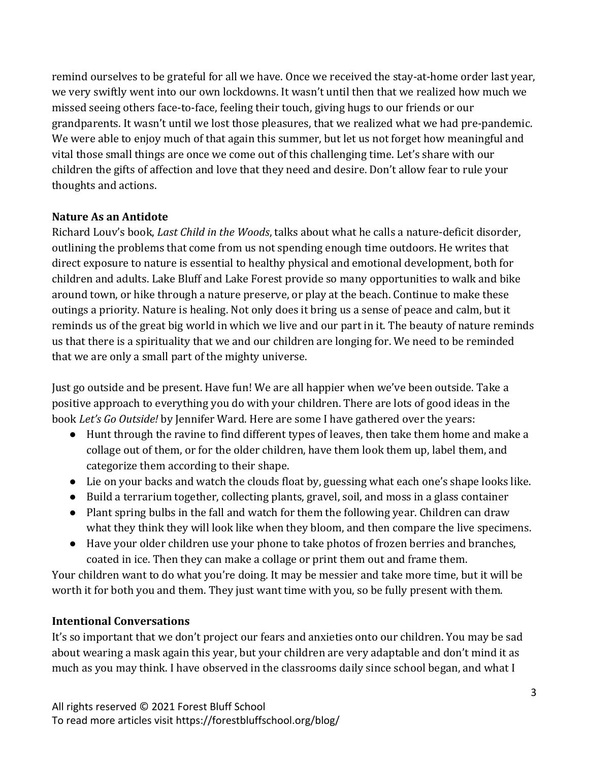remind ourselves to be grateful for all we have. Once we received the stay-at-home order last year, we very swiftly went into our own lockdowns. It wasn't until then that we realized how much we missed seeing others face-to-face, feeling their touch, giving hugs to our friends or our grandparents. It wasn't until we lost those pleasures, that we realized what we had pre-pandemic. We were able to enjoy much of that again this summer, but let us not forget how meaningful and vital those small things are once we come out of this challenging time. Let's share with our children the gifts of affection and love that they need and desire. Don't allow fear to rule your thoughts and actions.

**Nature As an Antidote**

Richard Louv's book, *Last Child in the Woods*, talks about what he calls a nature-deficit disorder, outlining the problems that come from us not spending enough time outdoors. He writes that direct exposure to nature is essential to healthy physical and emotional development, both for children and adults. Lake Bluff and Lake Forest provide so many opportunities to walk and bike around town, or hike through a nature preserve, or play at the beach. Continue to make these outings a priority. Nature is healing. Not only does it bring us a sense of peace and calm, but it reminds us of the great big world in which we live and our part in it. The beauty of nature reminds us that there is a spirituality that we and our children are longing for. We need to be reminded that we are only a small part of the mighty universe.

Just go outside and be present. Have fun! We are all happier when we've been outside. Take a positive approach to everything you do with your children. There are lots of good ideas in the book *Let's Go Outside!* by Jennifer Ward. Here are some I have gathered over the years:

- Hunt through the ravine to find different types of leaves, then take them home and make a collage out of them, or for the older children, have them look them up, label them, and categorize them according to their shape.
- Lie on your backs and watch the clouds float by, guessing what each one's shape looks like.
- Build a terrarium together, collecting plants, gravel, soil, and moss in a glass container
- Plant spring bulbs in the fall and watch for them the following year. Children can draw what they think they will look like when they bloom, and then compare the live specimens.
- Have your older children use your phone to take photos of frozen berries and branches, coated in ice. Then they can make a collage or print them out and frame them.

Your children want to do what you're doing. It may be messier and take more time, but it will be worth it for both you and them. They just want time with you, so be fully present with them.

**Intentional Conversations**

It's so important that we don't project our fears and anxieties onto our children. You may be sad about wearing a mask again this year, but your children are very adaptable and don't mind it as much as you may think. I have observed in the classrooms daily since school began, and what I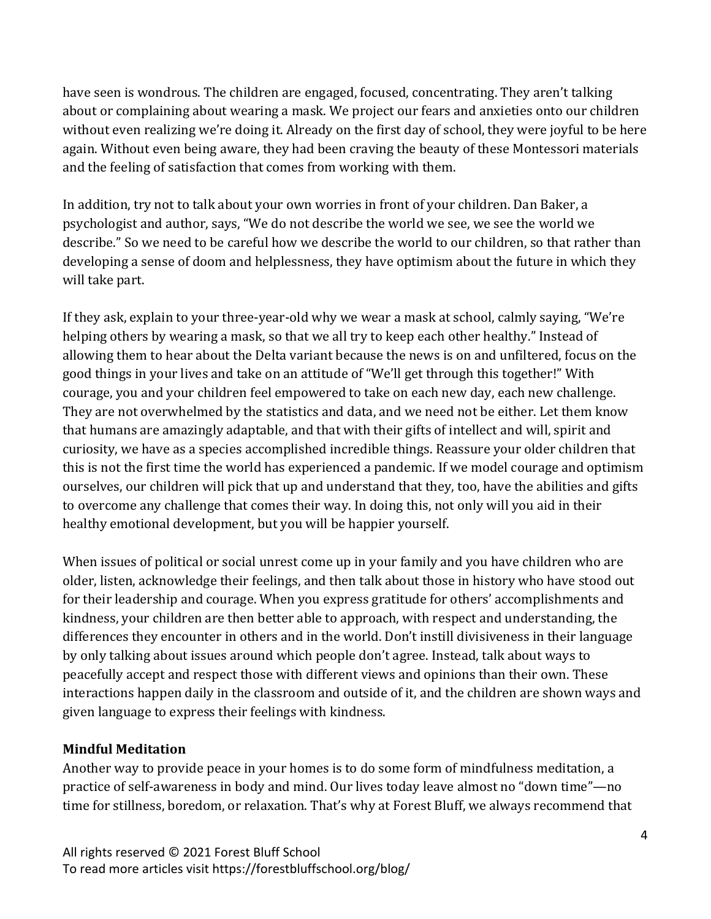have seen is wondrous. The children are engaged, focused, concentrating. They aren't talking about or complaining about wearing a mask. We project our fears and anxieties onto our children without even realizing we're doing it. Already on the first day of school, they were joyful to be here again. Without even being aware, they had been craving the beauty of these Montessori materials and the feeling of satisfaction that comes from working with them.

In addition, try not to talk about your own worries in front of your children. Dan Baker, a psychologist and author, says, "We do not describe the world we see, we see the world we describe." So we need to be careful how we describe the world to our children, so that rather than developing a sense of doom and helplessness, they have optimism about the future in which they will take part.

If they ask, explain to your three-year-old why we wear a mask at school, calmly saying, "We're helping others by wearing a mask, so that we all try to keep each other healthy." Instead of allowing them to hear about the Delta variant because the news is on and unfiltered, focus on the good things in your lives and take on an attitude of "We'll get through this together!" With courage, you and your children feel empowered to take on each new day, each new challenge. They are not overwhelmed by the statistics and data, and we need not be either. Let them know that humans are amazingly adaptable, and that with their gifts of intellect and will, spirit and curiosity, we have as a species accomplished incredible things. Reassure your older children that this is not the first time the world has experienced a pandemic. If we model courage and optimism ourselves, our children will pick that up and understand that they, too, have the abilities and gifts to overcome any challenge that comes their way. In doing this, not only will you aid in their healthy emotional development, but you will be happier yourself.

When issues of political or social unrest come up in your family and you have children who are older, listen, acknowledge their feelings, and then talk about those in history who have stood out for their leadership and courage. When you express gratitude for others' accomplishments and kindness, your children are then better able to approach, with respect and understanding, the differences they encounter in others and in the world. Don't instill divisiveness in their language by only talking about issues around which people don't agree. Instead, talk about ways to peacefully accept and respect those with different views and opinions than their own. These interactions happen daily in the classroom and outside of it, and the children are shown ways and given language to express their feelings with kindness.

**Mindful Meditation**

Another way to provide peace in your homes is to do some form of mindfulness meditation, a practice of self-awareness in body and mind. Our lives today leave almost no "down time"—no time for stillness, boredom, or relaxation. That's why at Forest Bluff, we always recommend that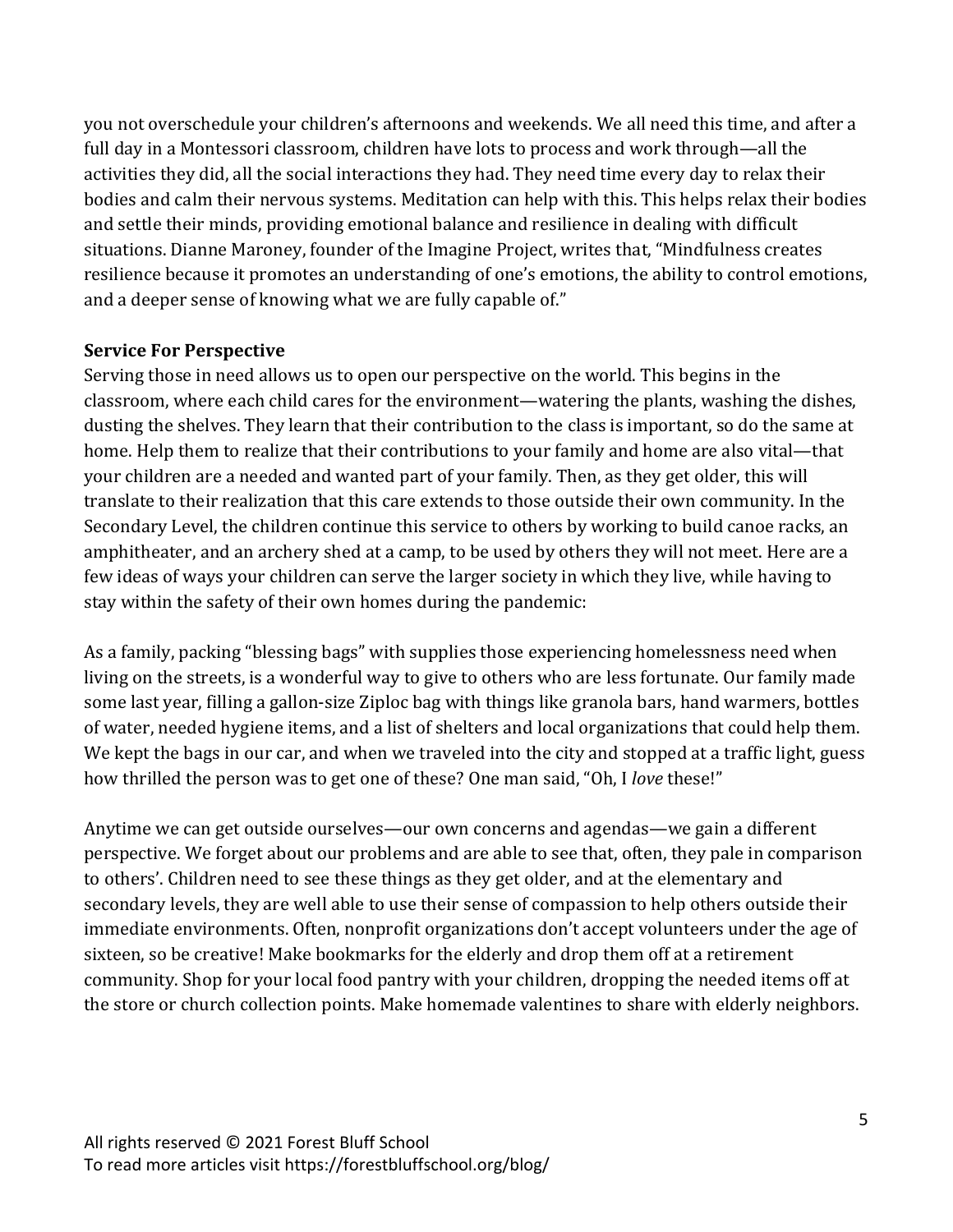you not overschedule your children's afternoons and weekends. We all need this time, and after a full day in a Montessori classroom, children have lots to process and work through—all the activities they did, all the social interactions they had. They need time every day to relax their bodies and calm their nervous systems. Meditation can help with this. This helps relax their bodies and settle their minds, providing emotional balance and resilience in dealing with difficult situations. Dianne Maroney, founder of the Imagine Project, writes that, "Mindfulness creates resilience because it promotes an understanding of one's emotions, the ability to control emotions, and a deeper sense of knowing what we are fully capable of."

**Service For Perspective**

Serving those in need allows us to open our perspective on the world. This begins in the classroom, where each child cares for the environment—watering the plants, washing the dishes, dusting the shelves. They learn that their contribution to the class is important, so do the same at home. Help them to realize that their contributions to your family and home are also vital—that your children are a needed and wanted part of your family. Then, as they get older, this will translate to their realization that this care extends to those outside their own community. In the Secondary Level, the children continue this service to others by working to build canoe racks, an amphitheater, and an archery shed at a camp, to be used by others they will not meet. Here are a few ideas of ways your children can serve the larger society in which they live, while having to stay within the safety of their own homes during the pandemic:

As a family, packing "blessing bags" with supplies those experiencing homelessness need when living on the streets, is a wonderful way to give to others who are less fortunate. Our family made some last year, filling a gallon-size Ziploc bag with things like granola bars, hand warmers, bottles of water, needed hygiene items, and a list of shelters and local organizations that could help them. We kept the bags in our car, and when we traveled into the city and stopped at a traffic light, guess how thrilled the person was to get one of these? One man said, "Oh, I *love* these!"

Anytime we can get outside ourselves—our own concerns and agendas—we gain a different perspective. We forget about our problems and are able to see that, often, they pale in comparison to others'. Children need to see these things as they get older, and at the elementary and secondary levels, they are well able to use their sense of compassion to help others outside their immediate environments. Often, nonprofit organizations don't accept volunteers under the age of sixteen, so be creative! Make bookmarks for the elderly and drop them off at a retirement community. Shop for your local food pantry with your children, dropping the needed items off at the store or church collection points. Make homemade valentines to share with elderly neighbors.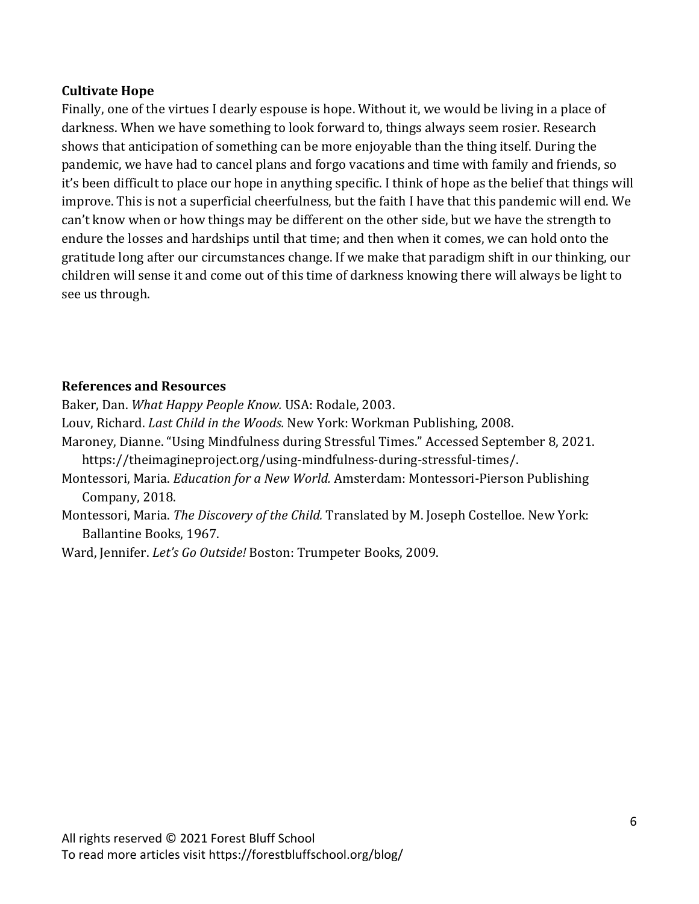**Cultivate Hope**

Finally, one of the virtues I dearly espouse is hope. Without it, we would be living in a place of darkness. When we have something to look forward to, things always seem rosier. Research shows that anticipation of something can be more enjoyable than the thing itself. During the pandemic, we have had to cancel plans and forgo vacations and time with family and friends, so it's been difficult to place our hope in anything specific. I think of hope as the belief that things will improve. This is not a superficial cheerfulness, but the faith I have that this pandemic will end. We can't know when or how things may be different on the other side, but we have the strength to endure the losses and hardships until that time; and then when it comes, we can hold onto the gratitude long after our circumstances change. If we make that paradigm shift in our thinking, our children will sense it and come out of this time of darkness knowing there will always be light to see us through.

**References and Resources**

Baker, Dan. *What Happy People Know.* USA: Rodale, 2003.

Louv, Richard. *Last Child in the Woods.* New York: Workman Publishing, 2008.

Maroney, Dianne. "Using Mindfulness during Stressful Times." Accessed September 8, 2021. https://theimagineproject.org/using-mindfulness-during-stressful-times/.

Montessori, Maria. *Education for a New World.* Amsterdam: Montessori-Pierson Publishing Company, 2018.

Montessori, Maria. *The Discovery of the Child.* Translated by M. Joseph Costelloe. New York: Ballantine Books, 1967.

Ward, Jennifer. *Let's Go Outside!* Boston: Trumpeter Books, 2009.

All rights reserved © 2021 Forest Bluff School
To read more articles visit https://forestbluffschool.org/blog/